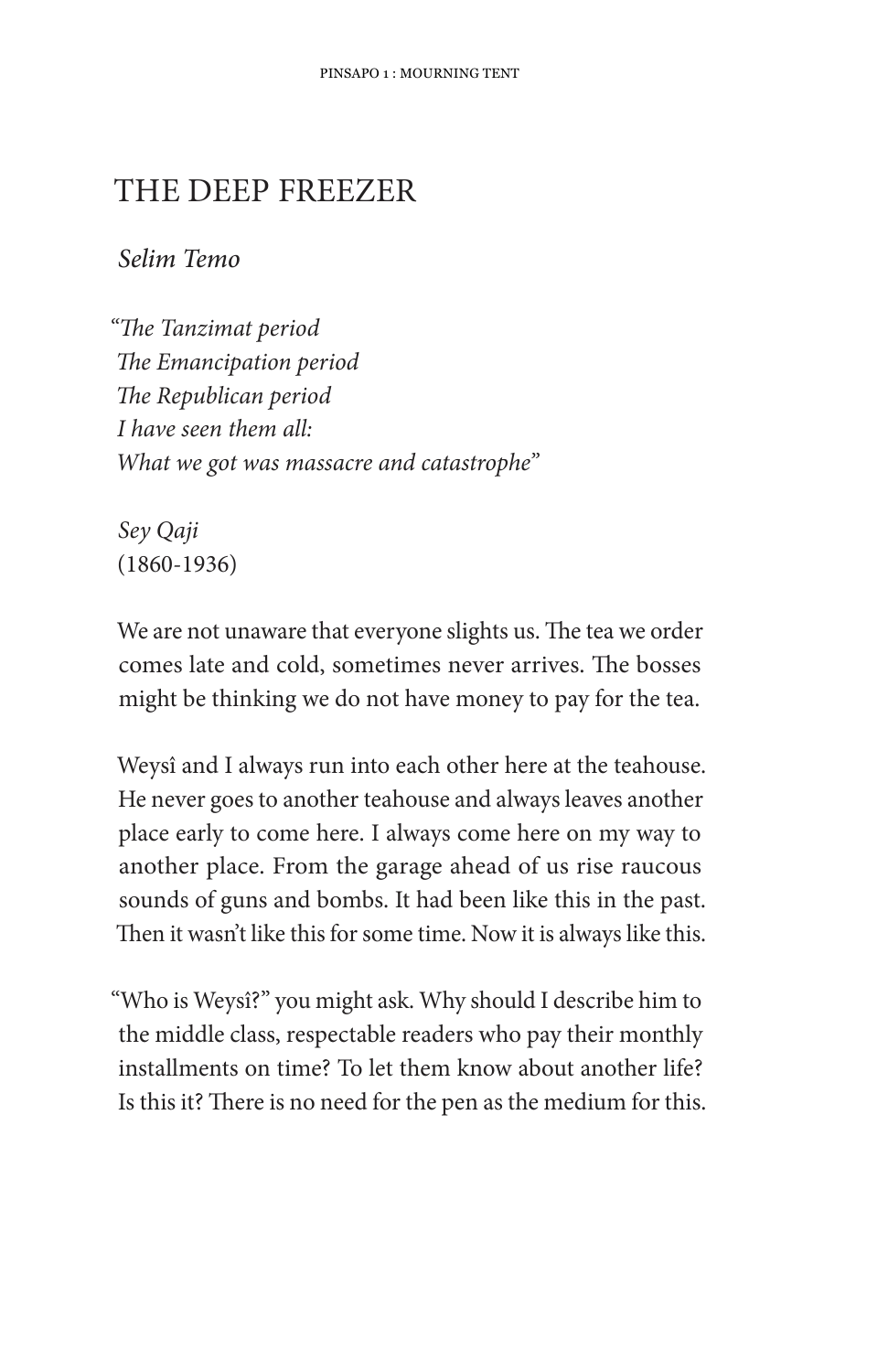# THE DEEP FREEZER

*Selim Temo*

*"The Tanzimat period*  
*The Emancipation period*  
*The Republican period*  
*I have seen them all:*  
*What we got was massacre and catastrophe"*

*Sey Qaji*  
(1860-1936)

We are not unaware that everyone slights us. The tea we order comes late and cold, sometimes never arrives. The bosses might be thinking we do not have money to pay for the tea.

Weysî and I always run into each other here at the teahouse. He never goes to another teahouse and always leaves another place early to come here. I always come here on my way to another place. From the garage ahead of us rise raucous sounds of guns and bombs. It had been like this in the past. Then it wasn't like this for some time. Now it is always like this.

"Who is Weysî?" you might ask. Why should I describe him to the middle class, respectable readers who pay their monthly installments on time? To let them know about another life? Is this it? There is no need for the pen as the medium for this.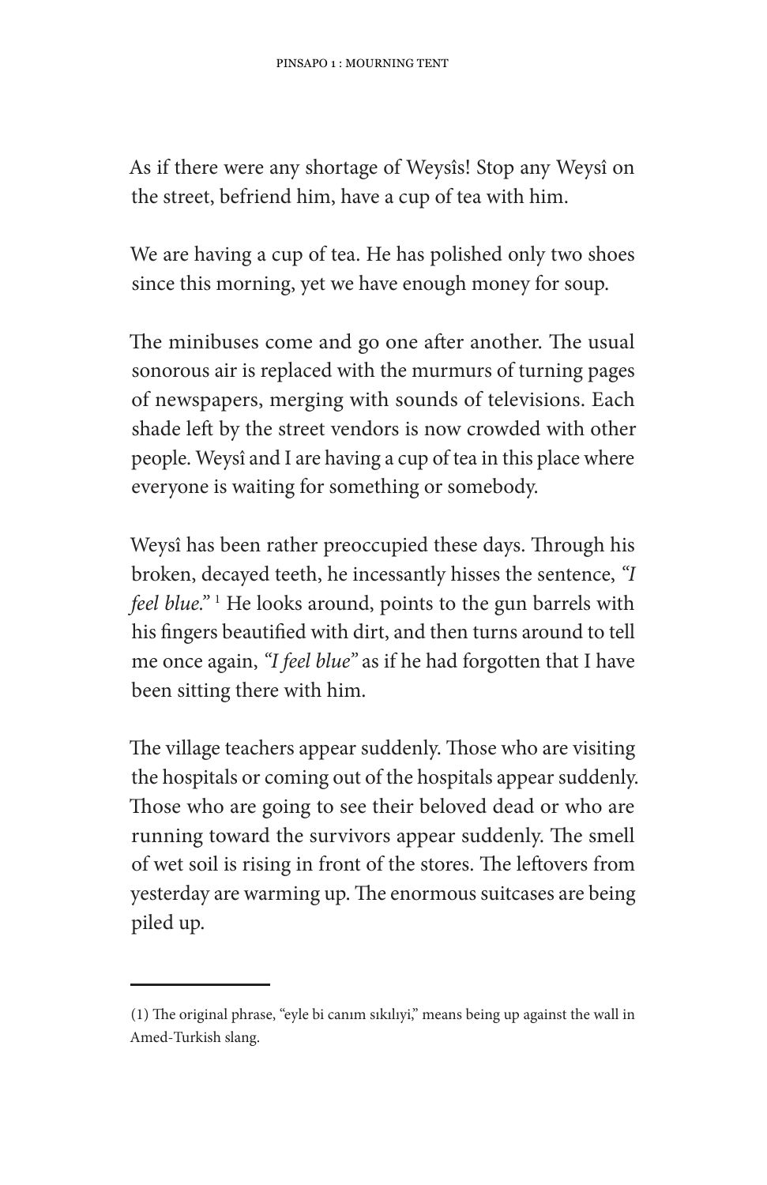As if there were any shortage of Weysîs! Stop any Weysî on the street, befriend him, have a cup of tea with him.

We are having a cup of tea. He has polished only two shoes since this morning, yet we have enough money for soup.

The minibuses come and go one after another. The usual sonorous air is replaced with the murmurs of turning pages of newspapers, merging with sounds of televisions. Each shade left by the street vendors is now crowded with other people. Weysî and I are having a cup of tea in this place where everyone is waiting for something or somebody.

Weysî has been rather preoccupied these days. Through his broken, decayed teeth, he incessantly hisses the sentence, *"I feel blue."* [1] He looks around, points to the gun barrels with his fingers beautified with dirt, and then turns around to tell me once again, *"I feel blue"* as if he had forgotten that I have been sitting there with him.

The village teachers appear suddenly. Those who are visiting the hospitals or coming out of the hospitals appear suddenly. Those who are going to see their beloved dead or who are running toward the survivors appear suddenly. The smell of wet soil is rising in front of the stores. The leftovers from yesterday are warming up. The enormous suitcases are being piled up.

---

(1) The original phrase, "eyle bi canım sıkılıyi," means being up against the wall in Amed-Turkish slang.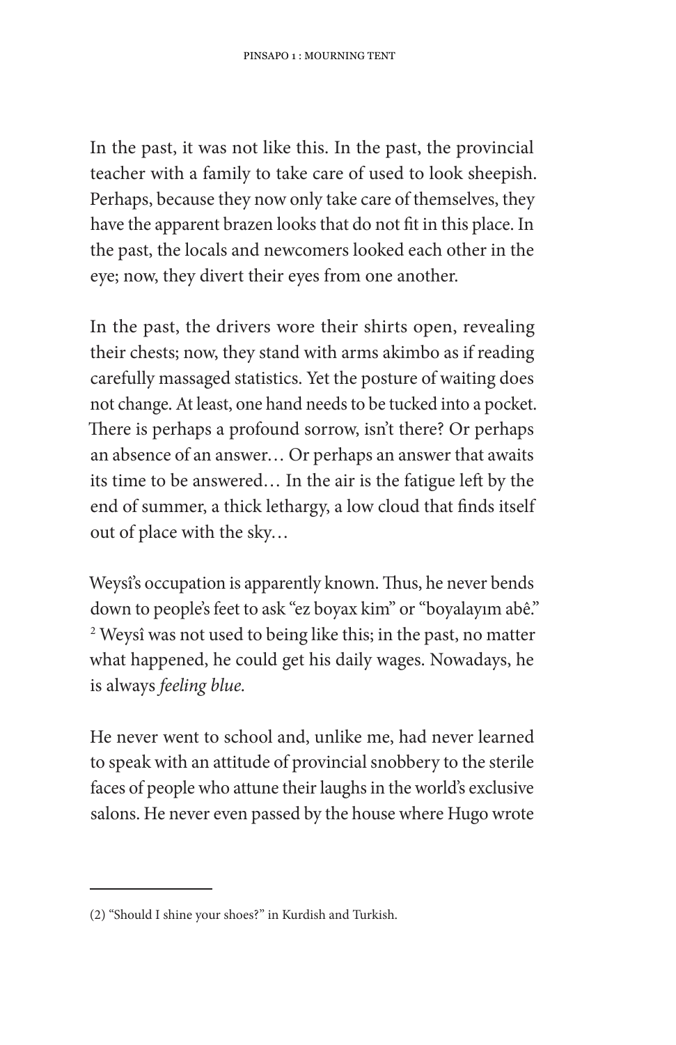In the past, it was not like this. In the past, the provincial teacher with a family to take care of used to look sheepish. Perhaps, because they now only take care of themselves, they have the apparent brazen looks that do not fit in this place. In the past, the locals and newcomers looked each other in the eye; now, they divert their eyes from one another.

In the past, the drivers wore their shirts open, revealing their chests; now, they stand with arms akimbo as if reading carefully massaged statistics. Yet the posture of waiting does not change. At least, one hand needs to be tucked into a pocket. There is perhaps a profound sorrow, isn't there? Or perhaps an absence of an answer… Or perhaps an answer that awaits its time to be answered… In the air is the fatigue left by the end of summer, a thick lethargy, a low cloud that finds itself out of place with the sky…

Weysî's occupation is apparently known. Thus, he never bends down to people's feet to ask "ez boyax kim" or "boyalayım abê." [2] Weysî was not used to being like this; in the past, no matter what happened, he could get his daily wages. Nowadays, he is always *feeling blue*.

He never went to school and, unlike me, had never learned to speak with an attitude of provincial snobbery to the sterile faces of people who attune their laughs in the world's exclusive salons. He never even passed by the house where Hugo wrote

---

(2) "Should I shine your shoes?" in Kurdish and Turkish.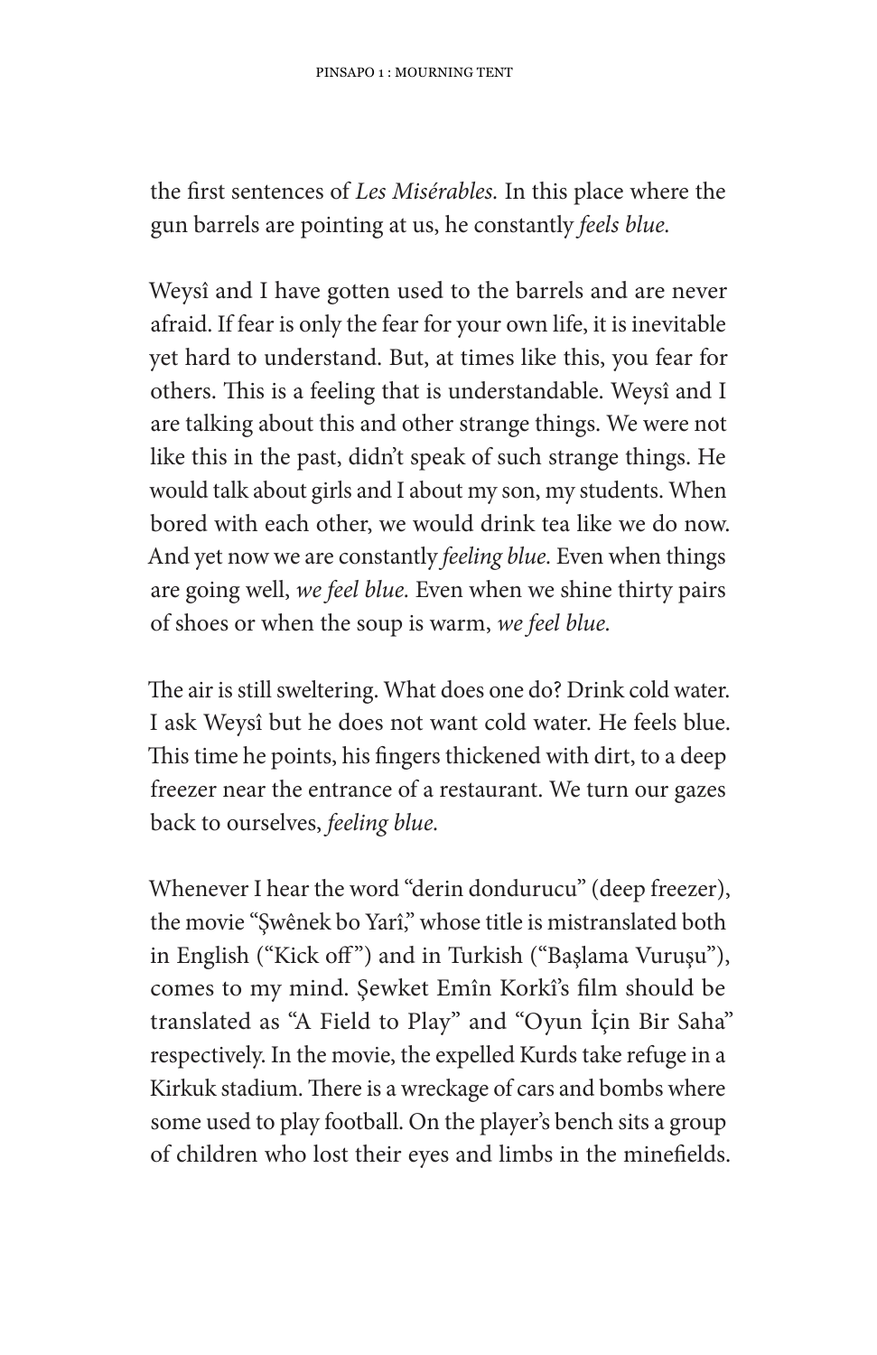the first sentences of *Les Misérables.* In this place where the gun barrels are pointing at us, he constantly *feels blue.*

Weysî and I have gotten used to the barrels and are never afraid. If fear is only the fear for your own life, it is inevitable yet hard to understand. But, at times like this, you fear for others. This is a feeling that is understandable. Weysî and I are talking about this and other strange things. We were not like this in the past, didn't speak of such strange things. He would talk about girls and I about my son, my students. When bored with each other, we would drink tea like we do now. And yet now we are constantly *feeling blue.* Even when things are going well, *we feel blue.* Even when we shine thirty pairs of shoes or when the soup is warm, *we feel blue.*

The air is still sweltering. What does one do? Drink cold water. I ask Weysî but he does not want cold water. He feels blue. This time he points, his fingers thickened with dirt, to a deep freezer near the entrance of a restaurant. We turn our gazes back to ourselves, *feeling blue.*

Whenever I hear the word "derin dondurucu" (deep freezer), the movie "Şwênek bo Yarî," whose title is mistranslated both in English ("Kick off") and in Turkish ("Başlama Vuruşu"), comes to my mind. Şewket Emîn Korkî's film should be translated as "A Field to Play" and "Oyun İçin Bir Saha" respectively. In the movie, the expelled Kurds take refuge in a Kirkuk stadium. There is a wreckage of cars and bombs where some used to play football. On the player's bench sits a group of children who lost their eyes and limbs in the minefields.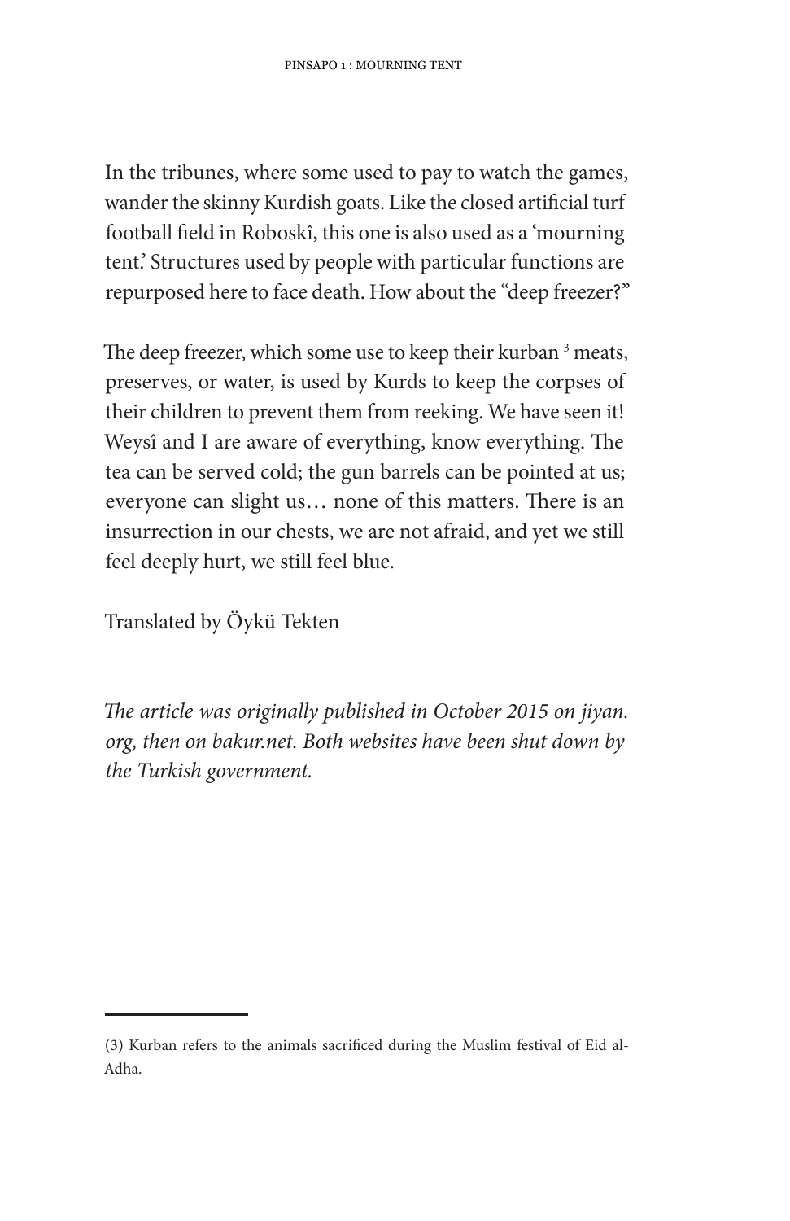In the tribunes, where some used to pay to watch the games, wander the skinny Kurdish goats. Like the closed artificial turf football field in Roboskî, this one is also used as a 'mourning tent.' Structures used by people with particular functions are repurposed here to face death. How about the "deep freezer?"

The deep freezer, which some use to keep their kurban [3] meats, preserves, or water, is used by Kurds to keep the corpses of their children to prevent them from reeking. We have seen it! Weysî and I are aware of everything, know everything. The tea can be served cold; the gun barrels can be pointed at us; everyone can slight us… none of this matters. There is an insurrection in our chests, we are not afraid, and yet we still feel deeply hurt, we still feel blue.

Translated by Öykü Tekten

*The article was originally published in October 2015 on jiyan.org, then on bakur.net. Both websites have been shut down by the Turkish government.*

---

(3) Kurban refers to the animals sacrificed during the Muslim festival of Eid al-Adha.